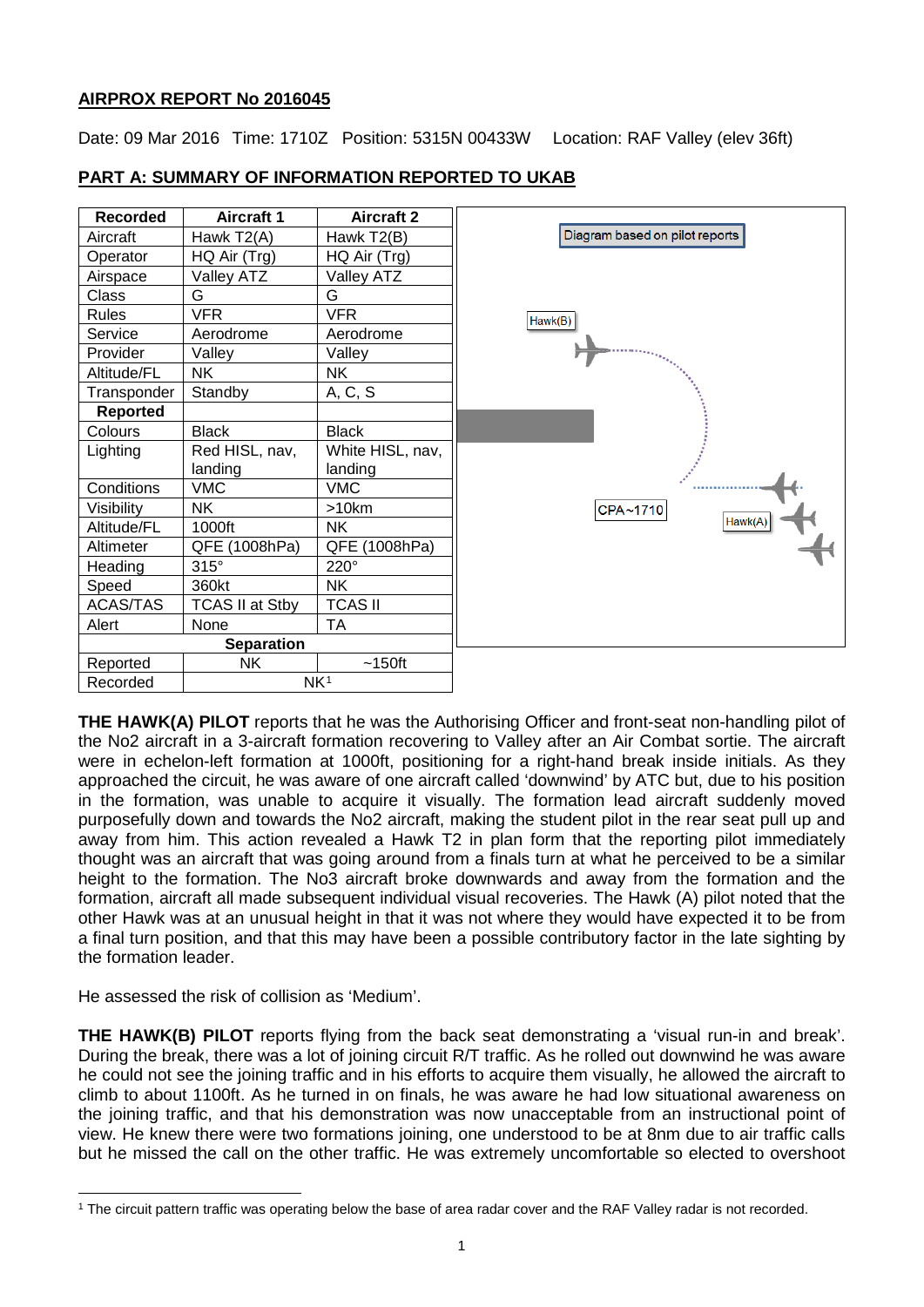**AIRPROX REPORT No 2016045**

Date: 09 Mar 2016 Time: 1710Z Position: 5315N 00433W Location: RAF Valley (elev 36ft)

**PART A: SUMMARY OF INFORMATION REPORTED TO UKAB**

| Recorded | Aircraft 1 | Aircraft 2 |
|---|---|---|
| Aircraft | Hawk T2(A) | Hawk T2(B) |
| Operator | HQ Air (Trg) | HQ Air (Trg) |
| Airspace | Valley ATZ | Valley ATZ |
| Class | G | G |
| Rules | VFR | VFR |
| Service | Aerodrome | Aerodrome |
| Provider | Valley | Valley |
| Altitude/FL | NK | NK |
| Transponder | Standby | A, C, S |
| **Reported** | | |
| Colours | Black | Black |
| Lighting | Red HISL, nav, landing | White HISL, nav, landing |
| Conditions | VMC | VMC |
| Visibility | NK | >10km |
| Altitude/FL | 1000ft | NK |
| Altimeter | QFE (1008hPa) | QFE (1008hPa) |
| Heading | 315° | 220° |
| Speed | 360kt | NK |
| ACAS/TAS | TCAS II at Stby | TCAS II |
| Alert | None | TA |
| **Separation** | | |
| Reported | NK | ~150ft |
| Recorded | NK[1] | |

Diagram based on pilot reports

Hawk(B)

CPA~1710

Hawk(A)

**THE HAWK(A) PILOT** reports that he was the Authorising Officer and front-seat non-handling pilot of the No2 aircraft in a 3-aircraft formation recovering to Valley after an Air Combat sortie. The aircraft were in echelon-left formation at 1000ft, positioning for a right-hand break inside initials. As they approached the circuit, he was aware of one aircraft called 'downwind' by ATC but, due to his position in the formation, was unable to acquire it visually. The formation lead aircraft suddenly moved purposefully down and towards the No2 aircraft, making the student pilot in the rear seat pull up and away from him. This action revealed a Hawk T2 in plan form that the reporting pilot immediately thought was an aircraft that was going around from a finals turn at what he perceived to be a similar height to the formation. The No3 aircraft broke downwards and away from the formation and the formation, aircraft all made subsequent individual visual recoveries. The Hawk (A) pilot noted that the other Hawk was at an unusual height in that it was not where they would have expected it to be from a final turn position, and that this may have been a possible contributory factor in the late sighting by the formation leader.

He assessed the risk of collision as 'Medium'.

**THE HAWK(B) PILOT** reports flying from the back seat demonstrating a 'visual run-in and break'. During the break, there was a lot of joining circuit R/T traffic. As he rolled out downwind he was aware he could not see the joining traffic and in his efforts to acquire them visually, he allowed the aircraft to climb to about 1100ft. As he turned in on finals, he was aware he had low situational awareness on the joining traffic, and that his demonstration was now unacceptable from an instructional point of view. He knew there were two formations joining, one understood to be at 8nm due to air traffic calls but he missed the call on the other traffic. He was extremely uncomfortable so elected to overshoot

[1] The circuit pattern traffic was operating below the base of area radar cover and the RAF Valley radar is not recorded.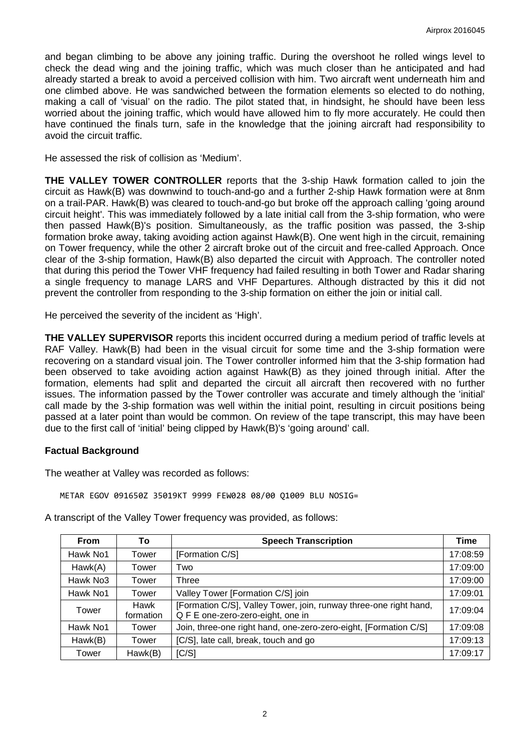and began climbing to be above any joining traffic. During the overshoot he rolled wings level to check the dead wing and the joining traffic, which was much closer than he anticipated and had already started a break to avoid a perceived collision with him. Two aircraft went underneath him and one climbed above. He was sandwiched between the formation elements so elected to do nothing, making a call of 'visual' on the radio. The pilot stated that, in hindsight, he should have been less worried about the joining traffic, which would have allowed him to fly more accurately. He could then have continued the finals turn, safe in the knowledge that the joining aircraft had responsibility to avoid the circuit traffic.

He assessed the risk of collision as 'Medium'.

**THE VALLEY TOWER CONTROLLER** reports that the 3-ship Hawk formation called to join the circuit as Hawk(B) was downwind to touch-and-go and a further 2-ship Hawk formation were at 8nm on a trail-PAR. Hawk(B) was cleared to touch-and-go but broke off the approach calling 'going around circuit height'. This was immediately followed by a late initial call from the 3-ship formation, who were then passed Hawk(B)'s position. Simultaneously, as the traffic position was passed, the 3-ship formation broke away, taking avoiding action against Hawk(B). One went high in the circuit, remaining on Tower frequency, while the other 2 aircraft broke out of the circuit and free-called Approach. Once clear of the 3-ship formation, Hawk(B) also departed the circuit with Approach. The controller noted that during this period the Tower VHF frequency had failed resulting in both Tower and Radar sharing a single frequency to manage LARS and VHF Departures. Although distracted by this it did not prevent the controller from responding to the 3-ship formation on either the join or initial call.

He perceived the severity of the incident as 'High'.

**THE VALLEY SUPERVISOR** reports this incident occurred during a medium period of traffic levels at RAF Valley. Hawk(B) had been in the visual circuit for some time and the 3-ship formation were recovering on a standard visual join. The Tower controller informed him that the 3-ship formation had been observed to take avoiding action against Hawk(B) as they joined through initial. After the formation, elements had split and departed the circuit all aircraft then recovered with no further issues. The information passed by the Tower controller was accurate and timely although the 'initial' call made by the 3-ship formation was well within the initial point, resulting in circuit positions being passed at a later point than would be common. On review of the tape transcript, this may have been due to the first call of 'initial' being clipped by Hawk(B)'s 'going around' call.

## Factual Background

The weather at Valley was recorded as follows:

```
METAR EGOV 091650Z 35019KT 9999 FEW028 08/00 Q1009 BLU NOSIG=
```

A transcript of the Valley Tower frequency was provided, as follows:

| From | To | Speech Transcription | Time |
|---|---|---|---|
| Hawk No1 | Tower | [Formation C/S] | 17:08:59 |
| Hawk(A) | Tower | Two | 17:09:00 |
| Hawk No3 | Tower | Three | 17:09:00 |
| Hawk No1 | Tower | Valley Tower [Formation C/S] join | 17:09:01 |
| Tower | Hawk formation | [Formation C/S], Valley Tower, join, runway three-one right hand, Q F E one-zero-zero-eight, one in | 17:09:04 |
| Hawk No1 | Tower | Join, three-one right hand, one-zero-zero-eight, [Formation C/S] | 17:09:08 |
| Hawk(B) | Tower | [C/S], late call, break, touch and go | 17:09:13 |
| Tower | Hawk(B) | [C/S] | 17:09:17 |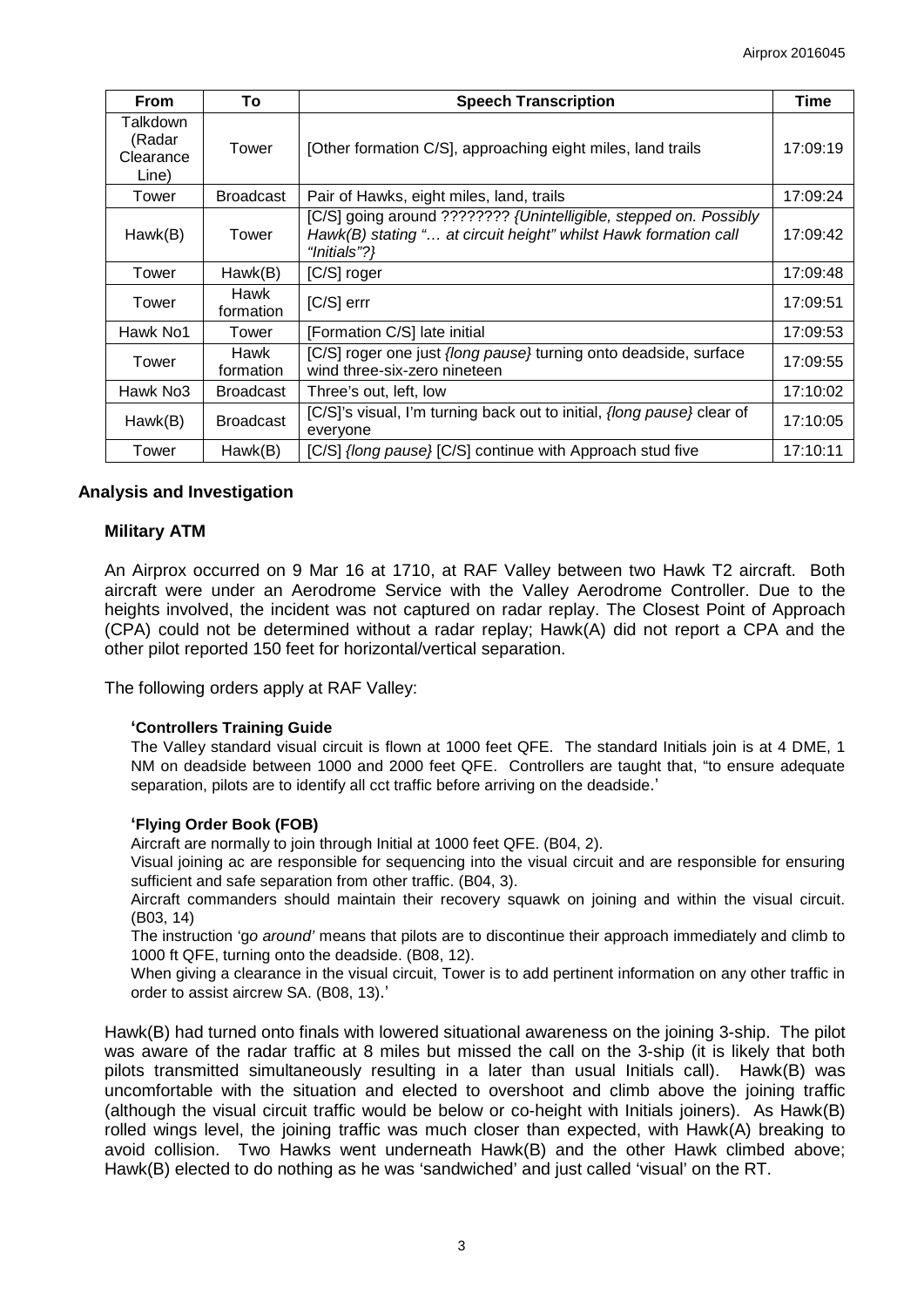| From | To | Speech Transcription | Time |
|---|---|---|---|
| Talkdown (Radar Clearance Line) | Tower | [Other formation C/S], approaching eight miles, land trails | 17:09:19 |
| Tower | Broadcast | Pair of Hawks, eight miles, land, trails | 17:09:24 |
| Hawk(B) | Tower | [C/S] going around ???????? *{Unintelligible, stepped on. Possibly Hawk(B) stating "… at circuit height" whilst Hawk formation call "Initials"?}* | 17:09:42 |
| Tower | Hawk(B) | [C/S] roger | 17:09:48 |
| Tower | Hawk formation | [C/S] errr | 17:09:51 |
| Hawk No1 | Tower | [Formation C/S] late initial | 17:09:53 |
| Tower | Hawk formation | [C/S] roger one just *{long pause}* turning onto deadside, surface wind three-six-zero nineteen | 17:09:55 |
| Hawk No3 | Broadcast | Three's out, left, low | 17:10:02 |
| Hawk(B) | Broadcast | [C/S]'s visual, I'm turning back out to initial, *{long pause}* clear of everyone | 17:10:05 |
| Tower | Hawk(B) | [C/S] *{long pause}* [C/S] continue with Approach stud five | 17:10:11 |

## Analysis and Investigation

### Military ATM

An Airprox occurred on 9 Mar 16 at 1710, at RAF Valley between two Hawk T2 aircraft. Both aircraft were under an Aerodrome Service with the Valley Aerodrome Controller. Due to the heights involved, the incident was not captured on radar replay. The Closest Point of Approach (CPA) could not be determined without a radar replay; Hawk(A) did not report a CPA and the other pilot reported 150 feet for horizontal/vertical separation.

The following orders apply at RAF Valley:

**'Controllers Training Guide**

The Valley standard visual circuit is flown at 1000 feet QFE. The standard Initials join is at 4 DME, 1 NM on deadside between 1000 and 2000 feet QFE. Controllers are taught that, "to ensure adequate separation, pilots are to identify all cct traffic before arriving on the deadside.'

**'Flying Order Book (FOB)**

Aircraft are normally to join through Initial at 1000 feet QFE. (B04, 2).

Visual joining ac are responsible for sequencing into the visual circuit and are responsible for ensuring sufficient and safe separation from other traffic. (B04, 3).

Aircraft commanders should maintain their recovery squawk on joining and within the visual circuit. (B03, 14)

The instruction 'g*o around'* means that pilots are to discontinue their approach immediately and climb to 1000 ft QFE, turning onto the deadside. (B08, 12).

When giving a clearance in the visual circuit, Tower is to add pertinent information on any other traffic in order to assist aircrew SA. (B08, 13).'

Hawk(B) had turned onto finals with lowered situational awareness on the joining 3-ship. The pilot was aware of the radar traffic at 8 miles but missed the call on the 3-ship (it is likely that both pilots transmitted simultaneously resulting in a later than usual Initials call). Hawk(B) was uncomfortable with the situation and elected to overshoot and climb above the joining traffic (although the visual circuit traffic would be below or co-height with Initials joiners). As Hawk(B) rolled wings level, the joining traffic was much closer than expected, with Hawk(A) breaking to avoid collision. Two Hawks went underneath Hawk(B) and the other Hawk climbed above; Hawk(B) elected to do nothing as he was 'sandwiched' and just called 'visual' on the RT.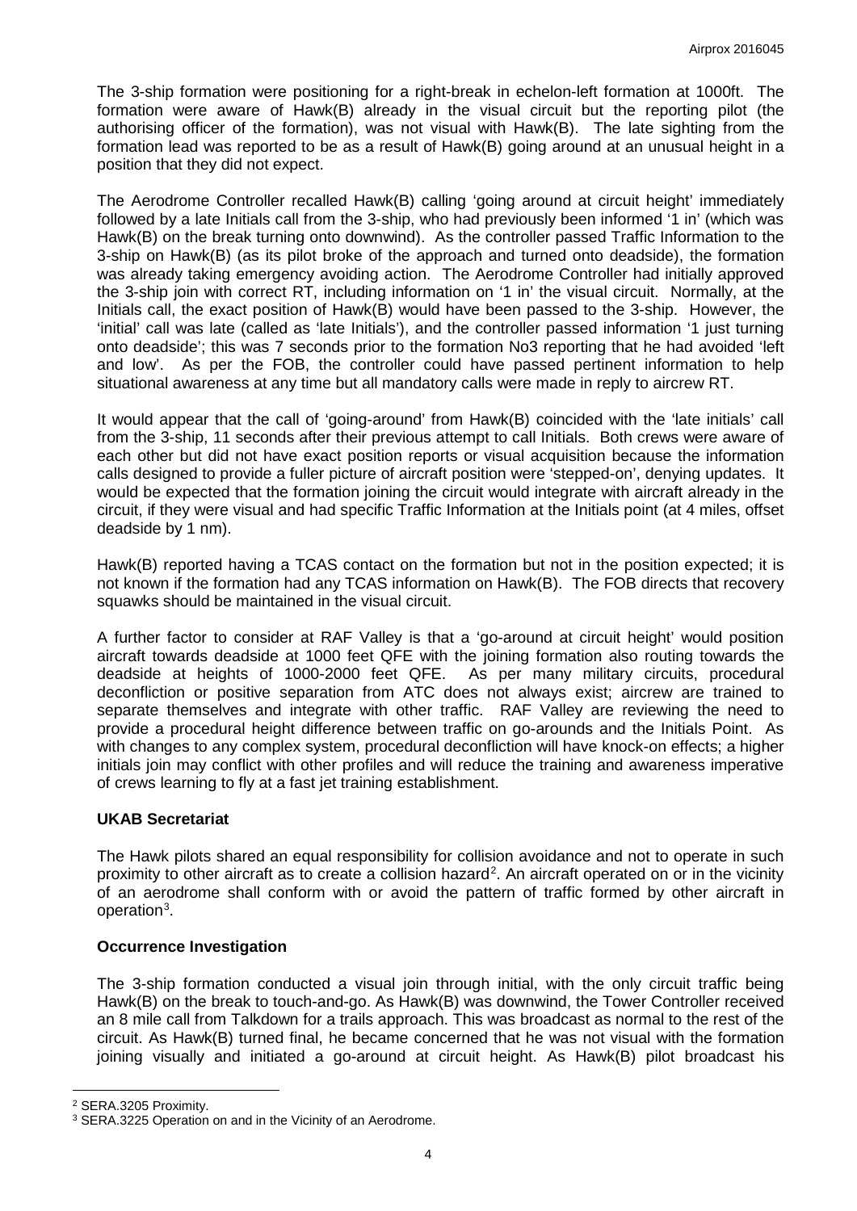The 3-ship formation were positioning for a right-break in echelon-left formation at 1000ft. The formation were aware of Hawk(B) already in the visual circuit but the reporting pilot (the authorising officer of the formation), was not visual with Hawk(B). The late sighting from the formation lead was reported to be as a result of Hawk(B) going around at an unusual height in a position that they did not expect.

The Aerodrome Controller recalled Hawk(B) calling 'going around at circuit height' immediately followed by a late Initials call from the 3-ship, who had previously been informed '1 in' (which was Hawk(B) on the break turning onto downwind). As the controller passed Traffic Information to the 3-ship on Hawk(B) (as its pilot broke of the approach and turned onto deadside), the formation was already taking emergency avoiding action. The Aerodrome Controller had initially approved the 3-ship join with correct RT, including information on '1 in' the visual circuit. Normally, at the Initials call, the exact position of Hawk(B) would have been passed to the 3-ship. However, the 'initial' call was late (called as 'late Initials'), and the controller passed information '1 just turning onto deadside'; this was 7 seconds prior to the formation No3 reporting that he had avoided 'left and low'. As per the FOB, the controller could have passed pertinent information to help situational awareness at any time but all mandatory calls were made in reply to aircrew RT.

It would appear that the call of 'going-around' from Hawk(B) coincided with the 'late initials' call from the 3-ship, 11 seconds after their previous attempt to call Initials. Both crews were aware of each other but did not have exact position reports or visual acquisition because the information calls designed to provide a fuller picture of aircraft position were 'stepped-on', denying updates. It would be expected that the formation joining the circuit would integrate with aircraft already in the circuit, if they were visual and had specific Traffic Information at the Initials point (at 4 miles, offset deadside by 1 nm).

Hawk(B) reported having a TCAS contact on the formation but not in the position expected; it is not known if the formation had any TCAS information on Hawk(B). The FOB directs that recovery squawks should be maintained in the visual circuit.

A further factor to consider at RAF Valley is that a 'go-around at circuit height' would position aircraft towards deadside at 1000 feet QFE with the joining formation also routing towards the deadside at heights of 1000-2000 feet QFE. As per many military circuits, procedural deconfliction or positive separation from ATC does not always exist; aircrew are trained to separate themselves and integrate with other traffic. RAF Valley are reviewing the need to provide a procedural height difference between traffic on go-arounds and the Initials Point. As with changes to any complex system, procedural deconfliction will have knock-on effects; a higher initials join may conflict with other profiles and will reduce the training and awareness imperative of crews learning to fly at a fast jet training establishment.

### UKAB Secretariat

The Hawk pilots shared an equal responsibility for collision avoidance and not to operate in such proximity to other aircraft as to create a collision hazard[2]. An aircraft operated on or in the vicinity of an aerodrome shall conform with or avoid the pattern of traffic formed by other aircraft in operation[3].

### Occurrence Investigation

The 3-ship formation conducted a visual join through initial, with the only circuit traffic being Hawk(B) on the break to touch-and-go. As Hawk(B) was downwind, the Tower Controller received an 8 mile call from Talkdown for a trails approach. This was broadcast as normal to the rest of the circuit. As Hawk(B) turned final, he became concerned that he was not visual with the formation joining visually and initiated a go-around at circuit height. As Hawk(B) pilot broadcast his

---

[2] SERA.3205 Proximity.

[3] SERA.3225 Operation on and in the Vicinity of an Aerodrome.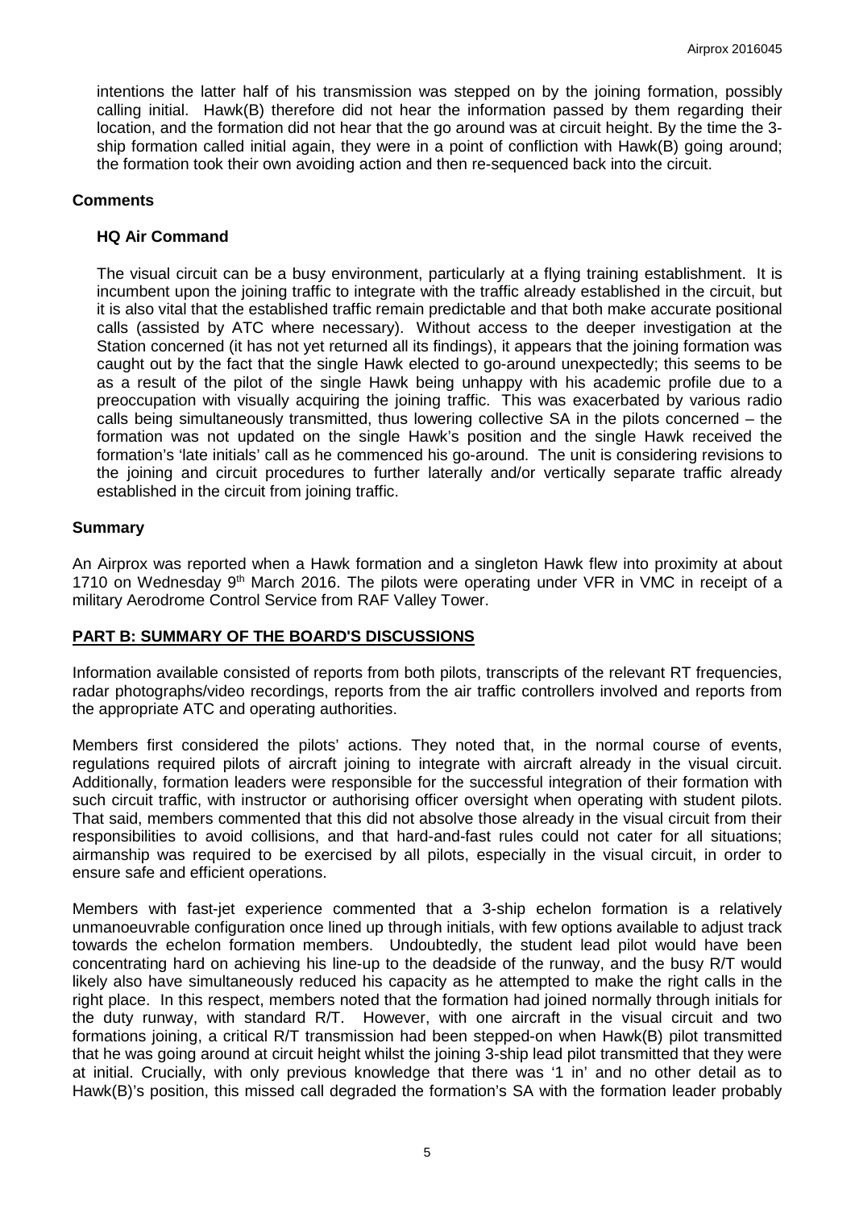intentions the latter half of his transmission was stepped on by the joining formation, possibly calling initial. Hawk(B) therefore did not hear the information passed by them regarding their location, and the formation did not hear that the go around was at circuit height. By the time the 3-ship formation called initial again, they were in a point of confliction with Hawk(B) going around; the formation took their own avoiding action and then re-sequenced back into the circuit.

## Comments

### HQ Air Command

The visual circuit can be a busy environment, particularly at a flying training establishment. It is incumbent upon the joining traffic to integrate with the traffic already established in the circuit, but it is also vital that the established traffic remain predictable and that both make accurate positional calls (assisted by ATC where necessary). Without access to the deeper investigation at the Station concerned (it has not yet returned all its findings), it appears that the joining formation was caught out by the fact that the single Hawk elected to go-around unexpectedly; this seems to be as a result of the pilot of the single Hawk being unhappy with his academic profile due to a preoccupation with visually acquiring the joining traffic. This was exacerbated by various radio calls being simultaneously transmitted, thus lowering collective SA in the pilots concerned – the formation was not updated on the single Hawk's position and the single Hawk received the formation's 'late initials' call as he commenced his go-around. The unit is considering revisions to the joining and circuit procedures to further laterally and/or vertically separate traffic already established in the circuit from joining traffic.

## Summary

An Airprox was reported when a Hawk formation and a singleton Hawk flew into proximity at about 1710 on Wednesday 9th March 2016. The pilots were operating under VFR in VMC in receipt of a military Aerodrome Control Service from RAF Valley Tower.

## PART B: SUMMARY OF THE BOARD'S DISCUSSIONS

Information available consisted of reports from both pilots, transcripts of the relevant RT frequencies, radar photographs/video recordings, reports from the air traffic controllers involved and reports from the appropriate ATC and operating authorities.

Members first considered the pilots' actions. They noted that, in the normal course of events, regulations required pilots of aircraft joining to integrate with aircraft already in the visual circuit. Additionally, formation leaders were responsible for the successful integration of their formation with such circuit traffic, with instructor or authorising officer oversight when operating with student pilots. That said, members commented that this did not absolve those already in the visual circuit from their responsibilities to avoid collisions, and that hard-and-fast rules could not cater for all situations; airmanship was required to be exercised by all pilots, especially in the visual circuit, in order to ensure safe and efficient operations.

Members with fast-jet experience commented that a 3-ship echelon formation is a relatively unmanoeuvrable configuration once lined up through initials, with few options available to adjust track towards the echelon formation members. Undoubtedly, the student lead pilot would have been concentrating hard on achieving his line-up to the deadside of the runway, and the busy R/T would likely also have simultaneously reduced his capacity as he attempted to make the right calls in the right place. In this respect, members noted that the formation had joined normally through initials for the duty runway, with standard R/T. However, with one aircraft in the visual circuit and two formations joining, a critical R/T transmission had been stepped-on when Hawk(B) pilot transmitted that he was going around at circuit height whilst the joining 3-ship lead pilot transmitted that they were at initial. Crucially, with only previous knowledge that there was '1 in' and no other detail as to Hawk(B)'s position, this missed call degraded the formation's SA with the formation leader probably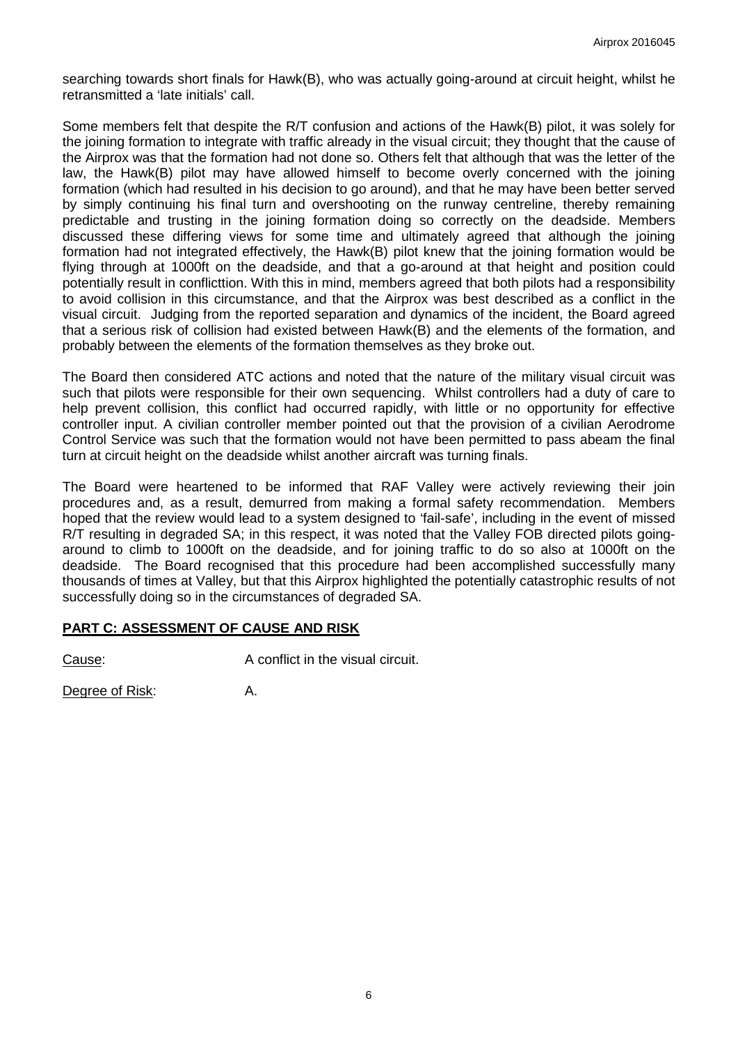searching towards short finals for Hawk(B), who was actually going-around at circuit height, whilst he retransmitted a 'late initials' call.

Some members felt that despite the R/T confusion and actions of the Hawk(B) pilot, it was solely for the joining formation to integrate with traffic already in the visual circuit; they thought that the cause of the Airprox was that the formation had not done so. Others felt that although that was the letter of the law, the Hawk(B) pilot may have allowed himself to become overly concerned with the joining formation (which had resulted in his decision to go around), and that he may have been better served by simply continuing his final turn and overshooting on the runway centreline, thereby remaining predictable and trusting in the joining formation doing so correctly on the deadside. Members discussed these differing views for some time and ultimately agreed that although the joining formation had not integrated effectively, the Hawk(B) pilot knew that the joining formation would be flying through at 1000ft on the deadside, and that a go-around at that height and position could potentially result in conflicttion. With this in mind, members agreed that both pilots had a responsibility to avoid collision in this circumstance, and that the Airprox was best described as a conflict in the visual circuit. Judging from the reported separation and dynamics of the incident, the Board agreed that a serious risk of collision had existed between Hawk(B) and the elements of the formation, and probably between the elements of the formation themselves as they broke out.

The Board then considered ATC actions and noted that the nature of the military visual circuit was such that pilots were responsible for their own sequencing. Whilst controllers had a duty of care to help prevent collision, this conflict had occurred rapidly, with little or no opportunity for effective controller input. A civilian controller member pointed out that the provision of a civilian Aerodrome Control Service was such that the formation would not have been permitted to pass abeam the final turn at circuit height on the deadside whilst another aircraft was turning finals.

The Board were heartened to be informed that RAF Valley were actively reviewing their join procedures and, as a result, demurred from making a formal safety recommendation. Members hoped that the review would lead to a system designed to 'fail-safe', including in the event of missed R/T resulting in degraded SA; in this respect, it was noted that the Valley FOB directed pilots going-around to climb to 1000ft on the deadside, and for joining traffic to do so also at 1000ft on the deadside. The Board recognised that this procedure had been accomplished successfully many thousands of times at Valley, but that this Airprox highlighted the potentially catastrophic results of not successfully doing so in the circumstances of degraded SA.

## PART C: ASSESSMENT OF CAUSE AND RISK

Cause: A conflict in the visual circuit.

Degree of Risk: A.